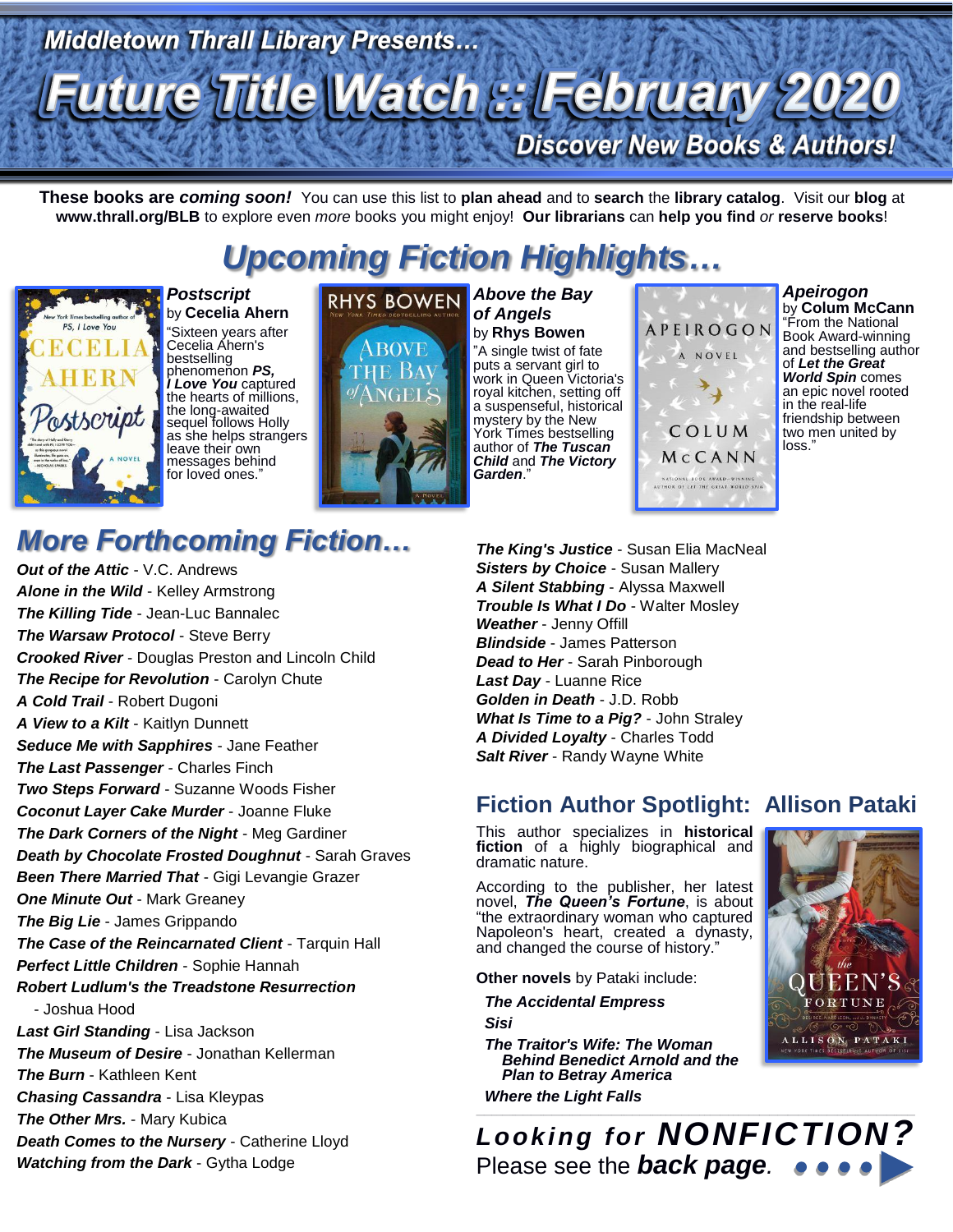Middletown Thrall Library Presents…

# Future Title Watch :: February 2020

Discover New Books & Authors!

**These books are *coming soon!*** You can use this list to **plan ahead** and to **search** the **library catalog**. Visit our **blog** at **www.thrall.org/BLB** to explore even *more* books you might enjoy! **Our librarians** can **help you find** *or* **reserve books**!

## *Upcoming Fiction Highlights…*

***Postscript*** by **Cecelia Ahern**
"Sixteen years after Cecelia Ahern's bestselling phenomenon ***PS, I Love You*** captured the hearts of millions, the long-awaited sequel follows Holly as she helps strangers leave their own messages behind for loved ones."

***Above the Bay of Angels*** by **Rhys Bowen**
"A single twist of fate puts a servant girl to work in Queen Victoria's royal kitchen, setting off a suspenseful, historical mystery by the New York Times bestselling author of ***The Tuscan Child*** and ***The Victory Garden***."

***Apeirogon*** by **Colum McCann**
"From the National Book Award-winning and bestselling author of ***Let the Great World Spin*** comes an epic novel rooted in the real-life friendship between two men united by loss."

## *More Forthcoming Fiction…*

- ***Out of the Attic*** - V.C. Andrews
- ***Alone in the Wild*** - Kelley Armstrong
- ***The Killing Tide*** - Jean-Luc Bannalec
- ***The Warsaw Protocol*** - Steve Berry
- ***Crooked River*** - Douglas Preston and Lincoln Child
- ***The Recipe for Revolution*** - Carolyn Chute
- ***A Cold Trail*** - Robert Dugoni
- ***A View to a Kilt*** - Kaitlyn Dunnett
- ***Seduce Me with Sapphires*** - Jane Feather
- ***The Last Passenger*** - Charles Finch
- ***Two Steps Forward*** - Suzanne Woods Fisher
- ***Coconut Layer Cake Murder*** - Joanne Fluke
- ***The Dark Corners of the Night*** - Meg Gardiner
- ***Death by Chocolate Frosted Doughnut*** - Sarah Graves
- ***Been There Married That*** - Gigi Levangie Grazer
- ***One Minute Out*** - Mark Greaney
- ***The Big Lie*** - James Grippando
- ***The Case of the Reincarnated Client*** - Tarquin Hall
- ***Perfect Little Children*** - Sophie Hannah
- ***Robert Ludlum's the Treadstone Resurrection*** - Joshua Hood
- ***Last Girl Standing*** - Lisa Jackson
- ***The Museum of Desire*** - Jonathan Kellerman
- ***The Burn*** - Kathleen Kent
- ***Chasing Cassandra*** - Lisa Kleypas
- ***The Other Mrs.*** - Mary Kubica
- ***Death Comes to the Nursery*** - Catherine Lloyd
- ***Watching from the Dark*** - Gytha Lodge
- ***The King's Justice*** - Susan Elia MacNeal
- ***Sisters by Choice*** - Susan Mallery
- ***A Silent Stabbing*** - Alyssa Maxwell
- ***Trouble Is What I Do*** - Walter Mosley
- ***Weather*** - Jenny Offill
- ***Blindside*** - James Patterson
- ***Dead to Her*** - Sarah Pinborough
- ***Last Day*** - Luanne Rice
- ***Golden in Death*** - J.D. Robb
- ***What Is Time to a Pig?*** - John Straley
- ***A Divided Loyalty*** - Charles Todd
- ***Salt River*** - Randy Wayne White

## Fiction Author Spotlight: Allison Pataki

This author specializes in **historical fiction** of a highly biographical and dramatic nature.

According to the publisher, her latest novel, ***The Queen's Fortune***, is about "the extraordinary woman who captured Napoleon's heart, created a dynasty, and changed the course of history."

**Other novels** by Pataki include:

- ***The Accidental Empress***
- ***Sisi***
- ***The Traitor's Wife: The Woman Behind Benedict Arnold and the Plan to Betray America***
- ***Where the Light Falls***

***Looking for NONFICTION?***
Please see the ***back page***.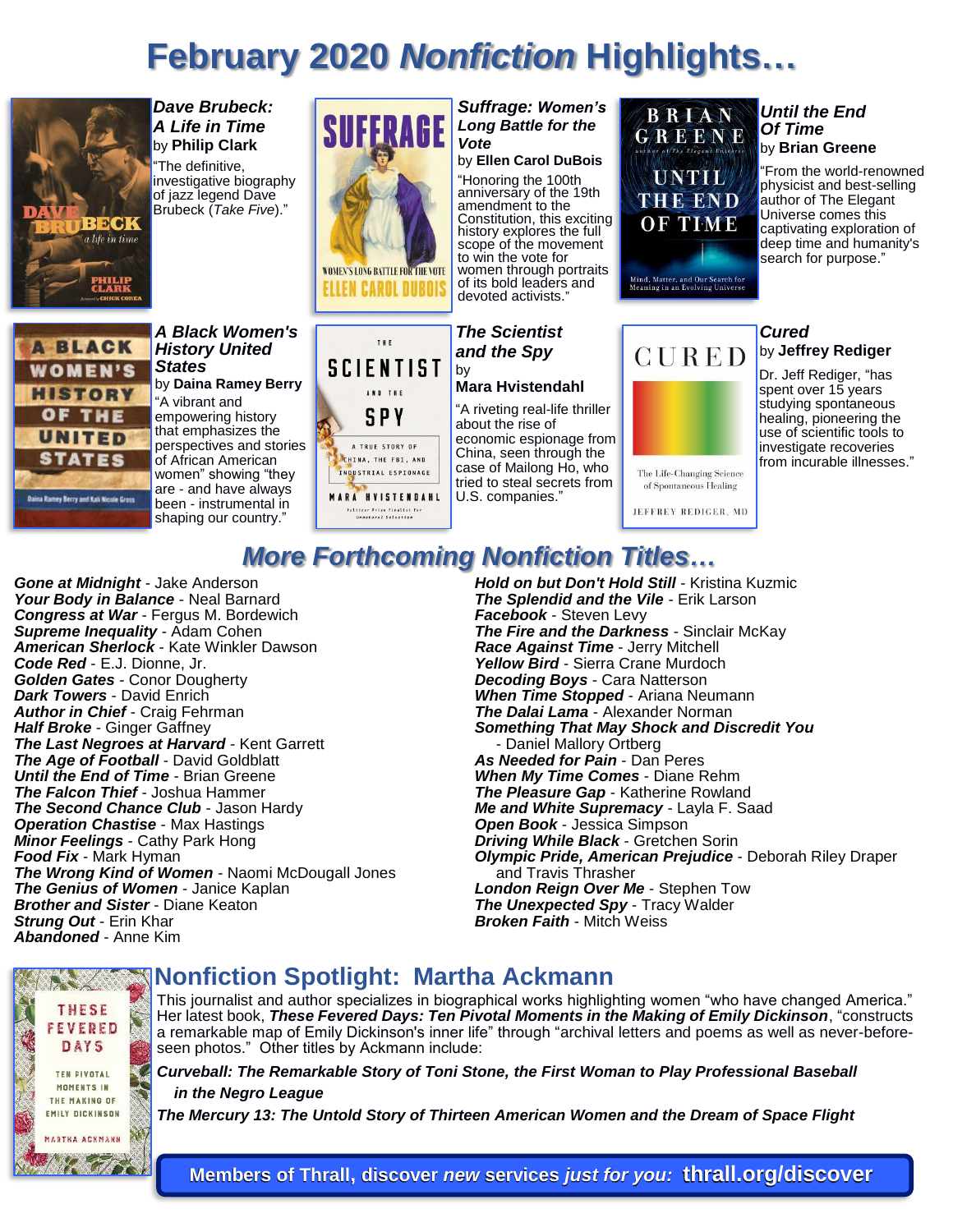# February 2020 *Nonfiction* Highlights…

***Dave Brubeck: A Life in Time***
by **Philip Clark**
"The definitive, investigative biography of jazz legend Dave Brubeck (*Take Five*)."

***Suffrage: Women's Long Battle for the Vote***
by **Ellen Carol DuBois**
"Honoring the 100th anniversary of the 19th amendment to the Constitution, this exciting history explores the full scope of the movement to win the vote for women through portraits of its bold leaders and devoted activists."

***Until the End Of Time***
by **Brian Greene**
"From the world-renowned physicist and best-selling author of The Elegant Universe comes this captivating exploration of deep time and humanity's search for purpose."

***A Black Women's History United States***
by **Daina Ramey Berry**
"A vibrant and empowering history that emphasizes the perspectives and stories of African American women" showing "they are - and have always been - instrumental in shaping our country."

***The Scientist and the Spy***
by
**Mara Hvistendahl**
"A riveting real-life thriller about the rise of economic espionage from China, seen through the case of Mailong Ho, who tried to steal secrets from U.S. companies."

***Cured***
by **Jeffrey Rediger**
Dr. Jeff Rediger, "has spent over 15 years studying spontaneous healing, pioneering the use of scientific tools to investigate recoveries from incurable illnesses."

## *More Forthcoming Nonfiction Titles…*

- ***Gone at Midnight*** - Jake Anderson
- ***Your Body in Balance*** - Neal Barnard
- ***Congress at War*** - Fergus M. Bordewich
- ***Supreme Inequality*** - Adam Cohen
- ***American Sherlock*** - Kate Winkler Dawson
- ***Code Red*** - E.J. Dionne, Jr.
- ***Golden Gates*** - Conor Dougherty
- ***Dark Towers*** - David Enrich
- ***Author in Chief*** - Craig Fehrman
- ***Half Broke*** - Ginger Gaffney
- ***The Last Negroes at Harvard*** - Kent Garrett
- ***The Age of Football*** - David Goldblatt
- ***Until the End of Time*** - Brian Greene
- ***The Falcon Thief*** - Joshua Hammer
- ***The Second Chance Club*** - Jason Hardy
- ***Operation Chastise*** - Max Hastings
- ***Minor Feelings*** - Cathy Park Hong
- ***Food Fix*** - Mark Hyman
- ***The Wrong Kind of Women*** - Naomi McDougall Jones
- ***The Genius of Women*** - Janice Kaplan
- ***Brother and Sister*** - Diane Keaton
- ***Strung Out*** - Erin Khar
- ***Abandoned*** - Anne Kim
- ***Hold on but Don't Hold Still*** - Kristina Kuzmic
- ***The Splendid and the Vile*** - Erik Larson
- ***Facebook*** - Steven Levy
- ***The Fire and the Darkness*** - Sinclair McKay
- ***Race Against Time*** - Jerry Mitchell
- ***Yellow Bird*** - Sierra Crane Murdoch
- ***Decoding Boys*** - Cara Natterson
- ***When Time Stopped*** - Ariana Neumann
- ***The Dalai Lama*** - Alexander Norman
- ***Something That May Shock and Discredit You*** - Daniel Mallory Ortberg
- ***As Needed for Pain*** - Dan Peres
- ***When My Time Comes*** - Diane Rehm
- ***The Pleasure Gap*** - Katherine Rowland
- ***Me and White Supremacy*** - Layla F. Saad
- ***Open Book*** - Jessica Simpson
- ***Driving While Black*** - Gretchen Sorin
- ***Olympic Pride, American Prejudice*** - Deborah Riley Draper and Travis Thrasher
- ***London Reign Over Me*** - Stephen Tow
- ***The Unexpected Spy*** - Tracy Walder
- ***Broken Faith*** - Mitch Weiss

## Nonfiction Spotlight: Martha Ackmann

This journalist and author specializes in biographical works highlighting women "who have changed America." Her latest book, ***These Fevered Days: Ten Pivotal Moments in the Making of Emily Dickinson***, "constructs a remarkable map of Emily Dickinson's inner life" through "archival letters and poems as well as never-before-seen photos." Other titles by Ackmann include:

***Curveball: The Remarkable Story of Toni Stone, the First Woman to Play Professional Baseball in the Negro League***

***The Mercury 13: The Untold Story of Thirteen American Women and the Dream of Space Flight***

**Members of Thrall, discover *new* services *just for you:* thrall.org/discover**